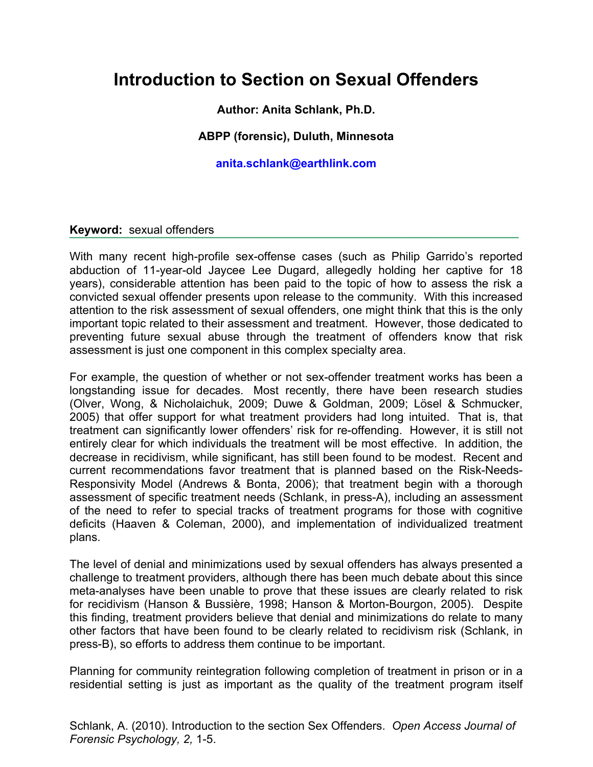# Introduction to Section on Sexual Offenders

**Author: Anita Schlank, Ph.D.**

**ABPP (forensic), Duluth, Minnesota**

**anita.schlank@earthlink.com**

**Keyword:** sexual offenders

With many recent high-profile sex-offense cases (such as Philip Garrido's reported abduction of 11-year-old Jaycee Lee Dugard, allegedly holding her captive for 18 years), considerable attention has been paid to the topic of how to assess the risk a convicted sexual offender presents upon release to the community. With this increased attention to the risk assessment of sexual offenders, one might think that this is the only important topic related to their assessment and treatment. However, those dedicated to preventing future sexual abuse through the treatment of offenders know that risk assessment is just one component in this complex specialty area.

For example, the question of whether or not sex-offender treatment works has been a longstanding issue for decades. Most recently, there have been research studies (Olver, Wong, & Nicholaichuk, 2009; Duwe & Goldman, 2009; Lösel & Schmucker, 2005) that offer support for what treatment providers had long intuited. That is, that treatment can significantly lower offenders' risk for re-offending. However, it is still not entirely clear for which individuals the treatment will be most effective. In addition, the decrease in recidivism, while significant, has still been found to be modest. Recent and current recommendations favor treatment that is planned based on the Risk-Needs-Responsivity Model (Andrews & Bonta, 2006); that treatment begin with a thorough assessment of specific treatment needs (Schlank, in press-A), including an assessment of the need to refer to special tracks of treatment programs for those with cognitive deficits (Haaven & Coleman, 2000), and implementation of individualized treatment plans.

The level of denial and minimizations used by sexual offenders has always presented a challenge to treatment providers, although there has been much debate about this since meta-analyses have been unable to prove that these issues are clearly related to risk for recidivism (Hanson & Bussière, 1998; Hanson & Morton-Bourgon, 2005). Despite this finding, treatment providers believe that denial and minimizations do relate to many other factors that have been found to be clearly related to recidivism risk (Schlank, in press-B), so efforts to address them continue to be important.

Planning for community reintegration following completion of treatment in prison or in a residential setting is just as important as the quality of the treatment program itself

Schlank, A. (2010). Introduction to the section Sex Offenders. *Open Access Journal of Forensic Psychology, 2,* 1-5.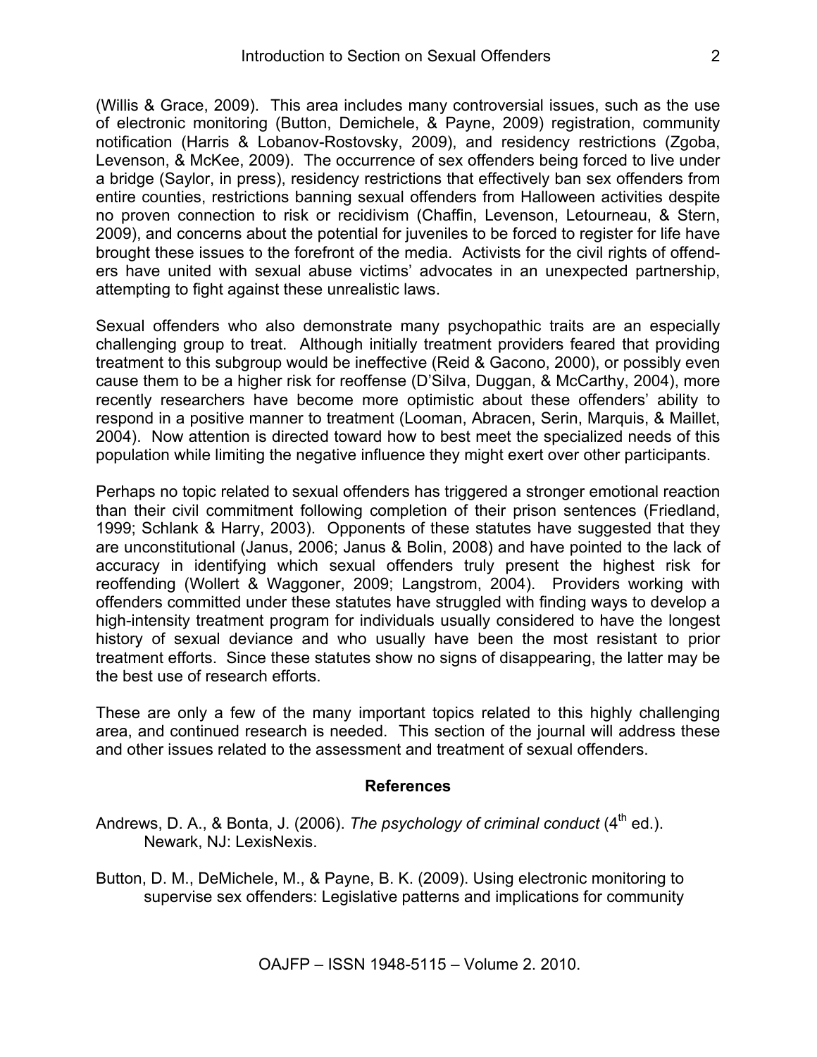(Willis & Grace, 2009). This area includes many controversial issues, such as the use of electronic monitoring (Button, Demichele, & Payne, 2009) registration, community notification (Harris & Lobanov-Rostovsky, 2009), and residency restrictions (Zgoba, Levenson, & McKee, 2009). The occurrence of sex offenders being forced to live under a bridge (Saylor, in press), residency restrictions that effectively ban sex offenders from entire counties, restrictions banning sexual offenders from Halloween activities despite no proven connection to risk or recidivism (Chaffin, Levenson, Letourneau, & Stern, 2009), and concerns about the potential for juveniles to be forced to register for life have brought these issues to the forefront of the media. Activists for the civil rights of offenders have united with sexual abuse victims' advocates in an unexpected partnership, attempting to fight against these unrealistic laws.

Sexual offenders who also demonstrate many psychopathic traits are an especially challenging group to treat. Although initially treatment providers feared that providing treatment to this subgroup would be ineffective (Reid & Gacono, 2000), or possibly even cause them to be a higher risk for reoffense (D'Silva, Duggan, & McCarthy, 2004), more recently researchers have become more optimistic about these offenders' ability to respond in a positive manner to treatment (Looman, Abracen, Serin, Marquis, & Maillet, 2004). Now attention is directed toward how to best meet the specialized needs of this population while limiting the negative influence they might exert over other participants.

Perhaps no topic related to sexual offenders has triggered a stronger emotional reaction than their civil commitment following completion of their prison sentences (Friedland, 1999; Schlank & Harry, 2003). Opponents of these statutes have suggested that they are unconstitutional (Janus, 2006; Janus & Bolin, 2008) and have pointed to the lack of accuracy in identifying which sexual offenders truly present the highest risk for reoffending (Wollert & Waggoner, 2009; Langstrom, 2004). Providers working with offenders committed under these statutes have struggled with finding ways to develop a high-intensity treatment program for individuals usually considered to have the longest history of sexual deviance and who usually have been the most resistant to prior treatment efforts. Since these statutes show no signs of disappearing, the latter may be the best use of research efforts.

These are only a few of the many important topics related to this highly challenging area, and continued research is needed. This section of the journal will address these and other issues related to the assessment and treatment of sexual offenders.

## References

Andrews, D. A., & Bonta, J. (2006). *The psychology of criminal conduct* (4th ed.). Newark, NJ: LexisNexis.

Button, D. M., DeMichele, M., & Payne, B. K. (2009). Using electronic monitoring to supervise sex offenders: Legislative patterns and implications for community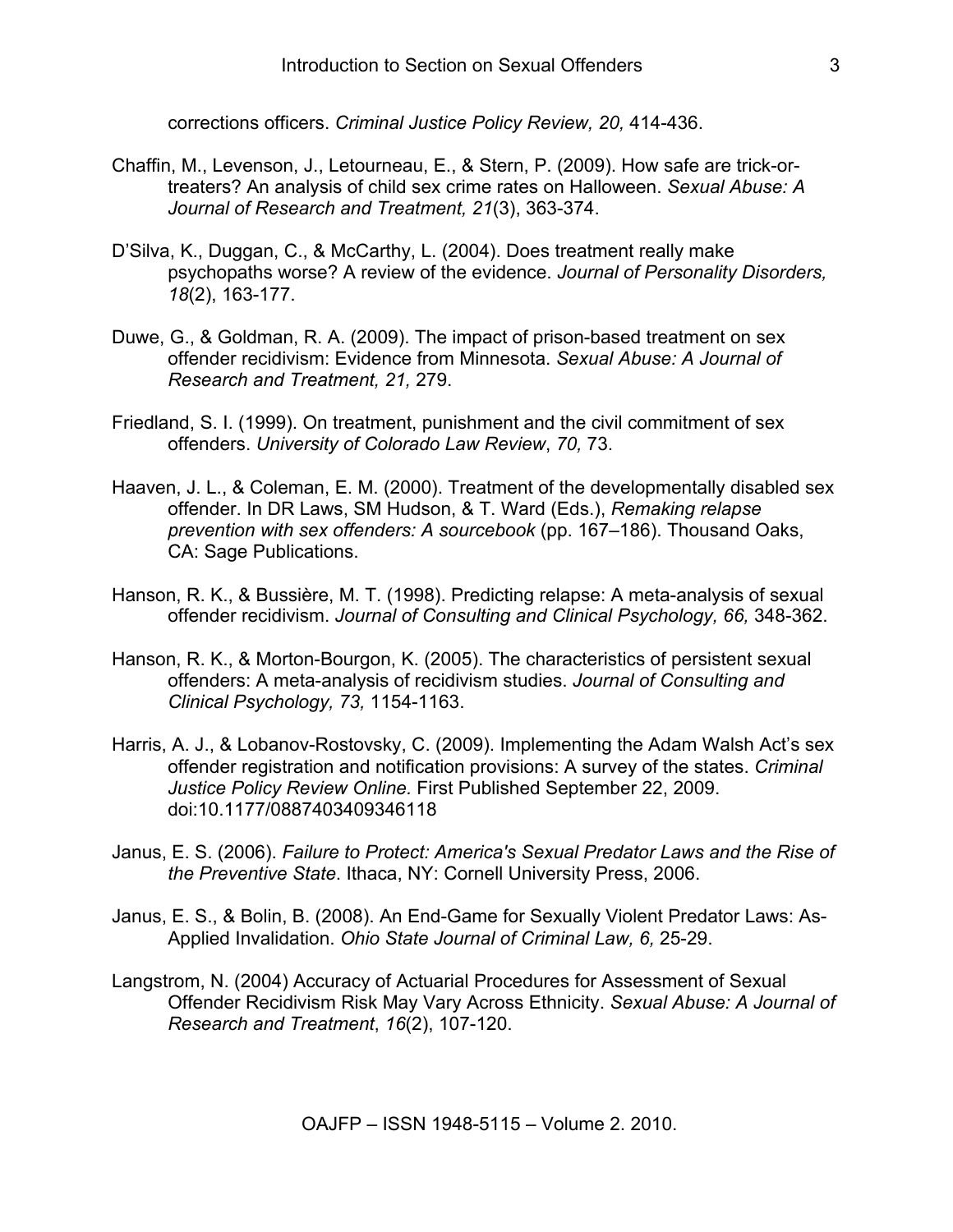corrections officers. *Criminal Justice Policy Review, 20,* 414-436.

Chaffin, M., Levenson, J., Letourneau, E., & Stern, P. (2009). How safe are trick-or-treaters? An analysis of child sex crime rates on Halloween. *Sexual Abuse: A Journal of Research and Treatment, 21*(3), 363-374.

D'Silva, K., Duggan, C., & McCarthy, L. (2004). Does treatment really make psychopaths worse? A review of the evidence. *Journal of Personality Disorders, 18*(2), 163-177.

Duwe, G., & Goldman, R. A. (2009). The impact of prison-based treatment on sex offender recidivism: Evidence from Minnesota. *Sexual Abuse: A Journal of Research and Treatment, 21,* 279.

Friedland, S. I. (1999). On treatment, punishment and the civil commitment of sex offenders. *University of Colorado Law Review*, *70,* 73.

Haaven, J. L., & Coleman, E. M. (2000). Treatment of the developmentally disabled sex offender. In DR Laws, SM Hudson, & T. Ward (Eds.), *Remaking relapse prevention with sex offenders: A sourcebook* (pp. 167–186). Thousand Oaks, CA: Sage Publications.

Hanson, R. K., & Bussière, M. T. (1998). Predicting relapse: A meta-analysis of sexual offender recidivism. *Journal of Consulting and Clinical Psychology, 66,* 348-362.

Hanson, R. K., & Morton-Bourgon, K. (2005). The characteristics of persistent sexual offenders: A meta-analysis of recidivism studies. *Journal of Consulting and Clinical Psychology, 73,* 1154-1163.

Harris, A. J., & Lobanov-Rostovsky, C. (2009). Implementing the Adam Walsh Act's sex offender registration and notification provisions: A survey of the states. *Criminal Justice Policy Review Online.* First Published September 22, 2009. doi:10.1177/0887403409346118

Janus, E. S. (2006). *Failure to Protect: America's Sexual Predator Laws and the Rise of the Preventive State*. Ithaca, NY: Cornell University Press, 2006.

Janus, E. S., & Bolin, B. (2008). An End-Game for Sexually Violent Predator Laws: As-Applied Invalidation. *Ohio State Journal of Criminal Law, 6,* 25-29.

Langstrom, N. (2004) Accuracy of Actuarial Procedures for Assessment of Sexual Offender Recidivism Risk May Vary Across Ethnicity. *Sexual Abuse: A Journal of Research and Treatment*, *16*(2), 107-120.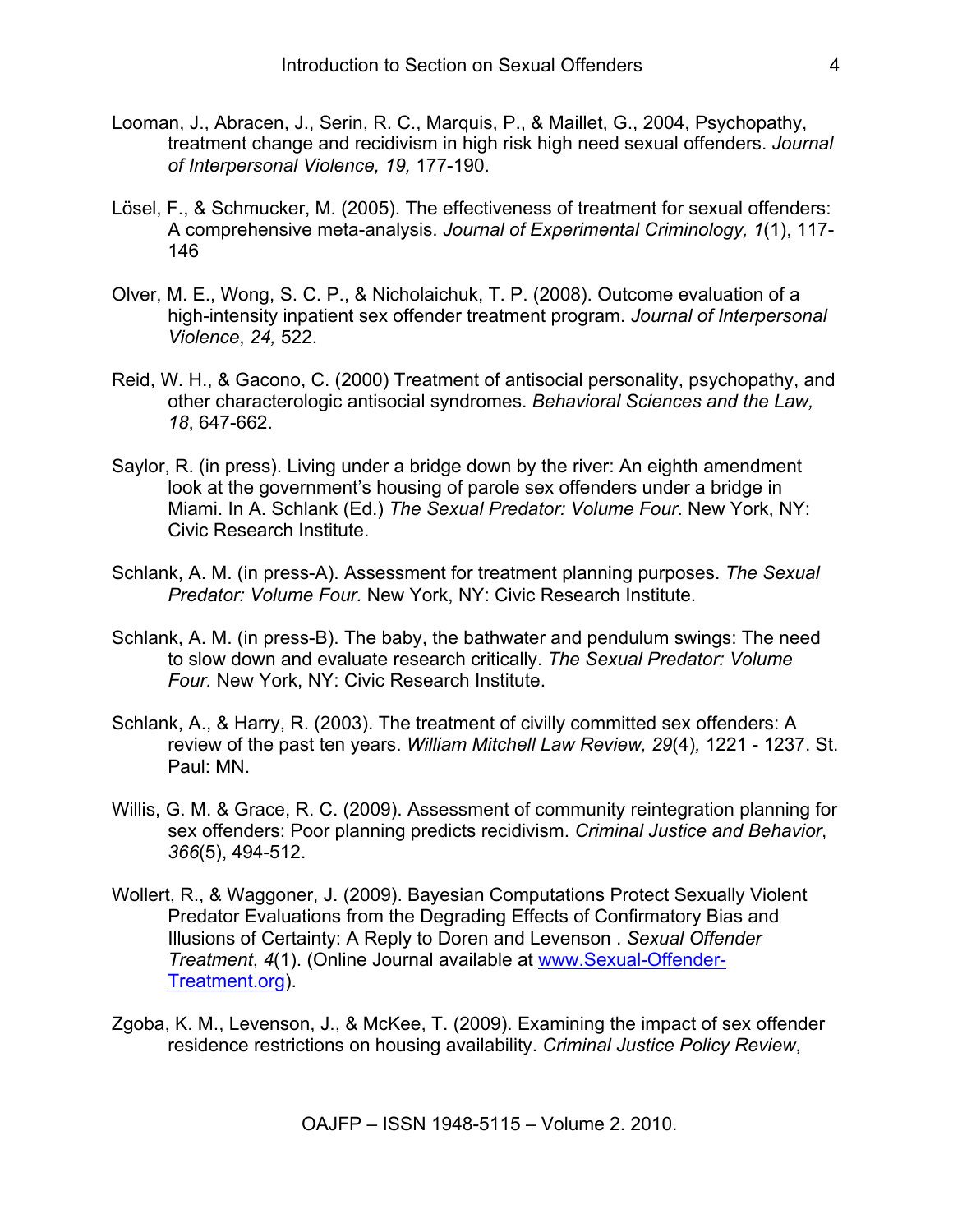Looman, J., Abracen, J., Serin, R. C., Marquis, P., & Maillet, G., 2004, Psychopathy, treatment change and recidivism in high risk high need sexual offenders. *Journal of Interpersonal Violence, 19,* 177-190.

Lösel, F., & Schmucker, M. (2005). The effectiveness of treatment for sexual offenders: A comprehensive meta-analysis. *Journal of Experimental Criminology, 1*(1), 117-146

Olver, M. E., Wong, S. C. P., & Nicholaichuk, T. P. (2008). Outcome evaluation of a high-intensity inpatient sex offender treatment program. *Journal of Interpersonal Violence*, *24,* 522.

Reid, W. H., & Gacono, C. (2000) Treatment of antisocial personality, psychopathy, and other characterologic antisocial syndromes. *Behavioral Sciences and the Law, 18*, 647-662.

Saylor, R. (in press). Living under a bridge down by the river: An eighth amendment look at the government's housing of parole sex offenders under a bridge in Miami. In A. Schlank (Ed.) *The Sexual Predator: Volume Four*. New York, NY: Civic Research Institute.

Schlank, A. M. (in press-A). Assessment for treatment planning purposes. *The Sexual Predator: Volume Four.* New York, NY: Civic Research Institute.

Schlank, A. M. (in press-B). The baby, the bathwater and pendulum swings: The need to slow down and evaluate research critically. *The Sexual Predator: Volume Four.* New York, NY: Civic Research Institute.

Schlank, A., & Harry, R. (2003). The treatment of civilly committed sex offenders: A review of the past ten years. *William Mitchell Law Review, 29*(4)*,* 1221 - 1237. St. Paul: MN.

Willis, G. M. & Grace, R. C. (2009). Assessment of community reintegration planning for sex offenders: Poor planning predicts recidivism. *Criminal Justice and Behavior*, *366*(5), 494-512.

Wollert, R., & Waggoner, J. (2009). Bayesian Computations Protect Sexually Violent Predator Evaluations from the Degrading Effects of Confirmatory Bias and Illusions of Certainty: A Reply to Doren and Levenson . *Sexual Offender Treatment*, *4*(1). (Online Journal available at www.Sexual-Offender-Treatment.org).

Zgoba, K. M., Levenson, J., & McKee, T. (2009). Examining the impact of sex offender residence restrictions on housing availability. *Criminal Justice Policy Review*,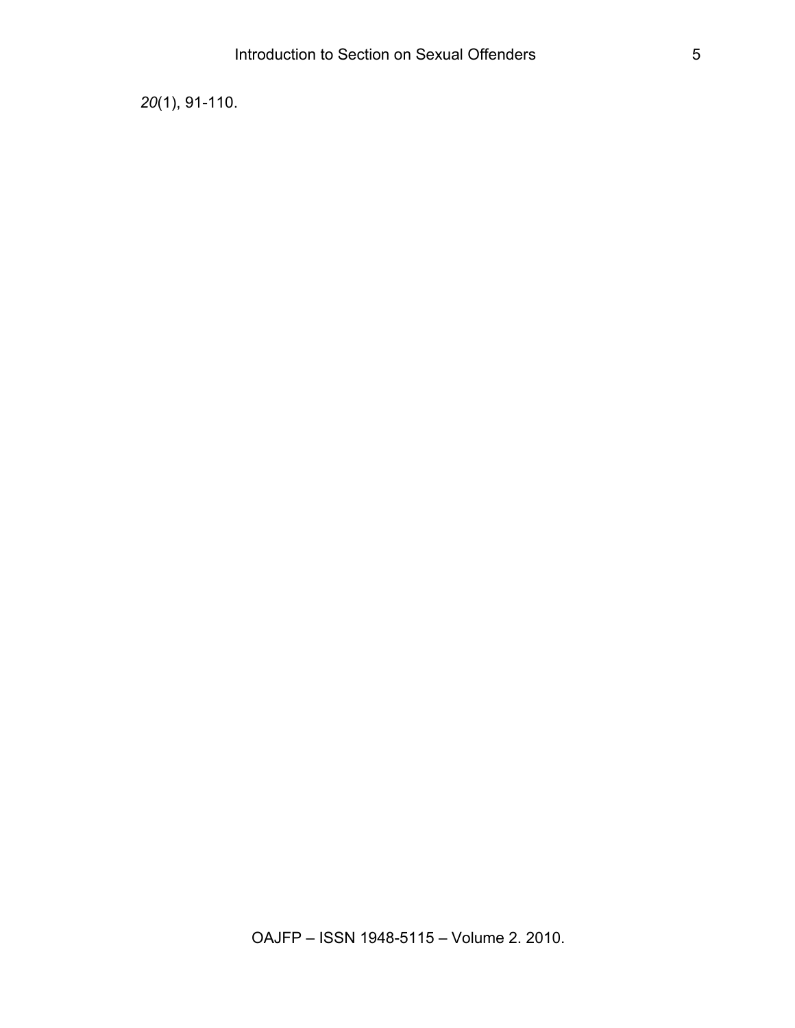*20*(1), 91-110.